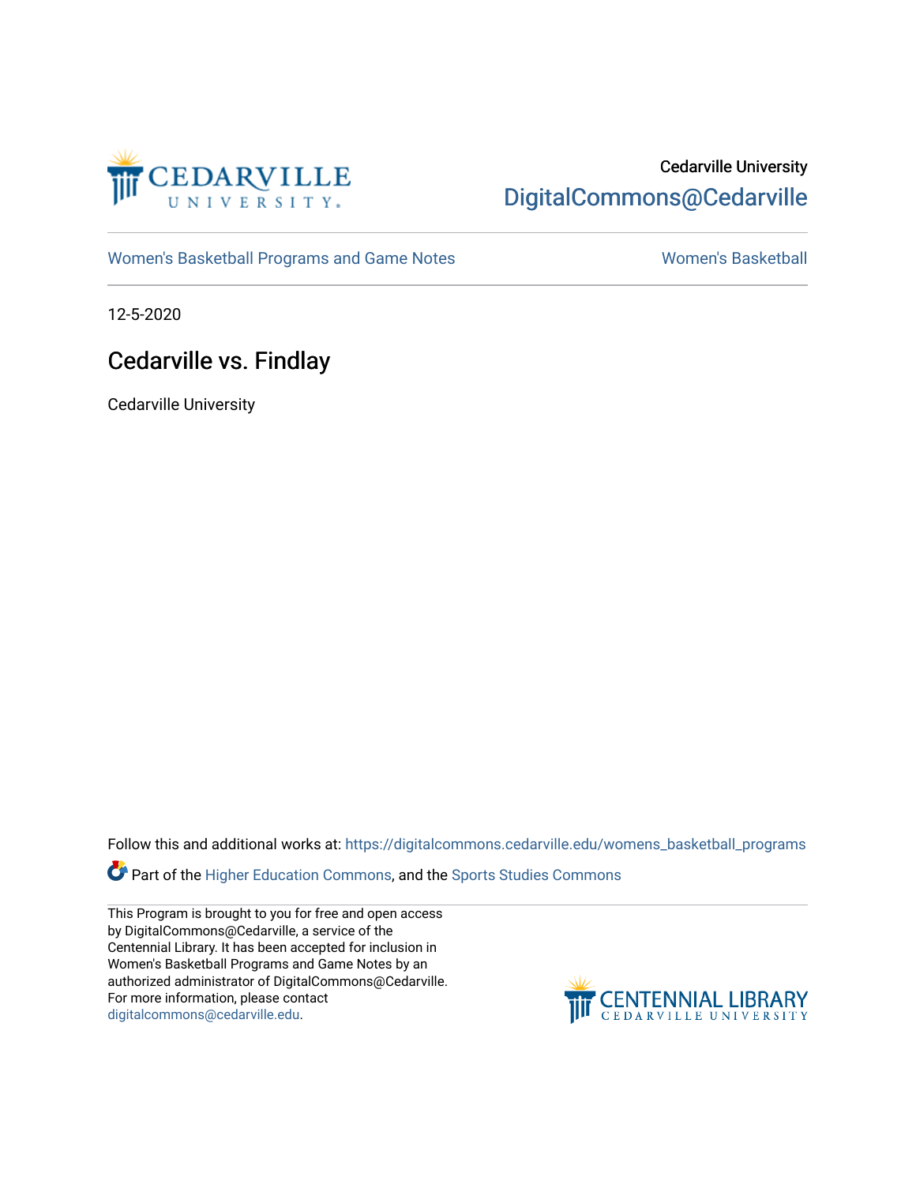Cedarville University

DigitalCommons@Cedarville

Women's Basketball Programs and Game Notes

Women's Basketball

12-5-2020

# Cedarville vs. Findlay

Cedarville University

Follow this and additional works at: https://digitalcommons.cedarville.edu/womens_basketball_programs

Part of the Higher Education Commons, and the Sports Studies Commons

This Program is brought to you for free and open access by DigitalCommons@Cedarville, a service of the Centennial Library. It has been accepted for inclusion in Women's Basketball Programs and Game Notes by an authorized administrator of DigitalCommons@Cedarville. For more information, please contact digitalcommons@cedarville.edu.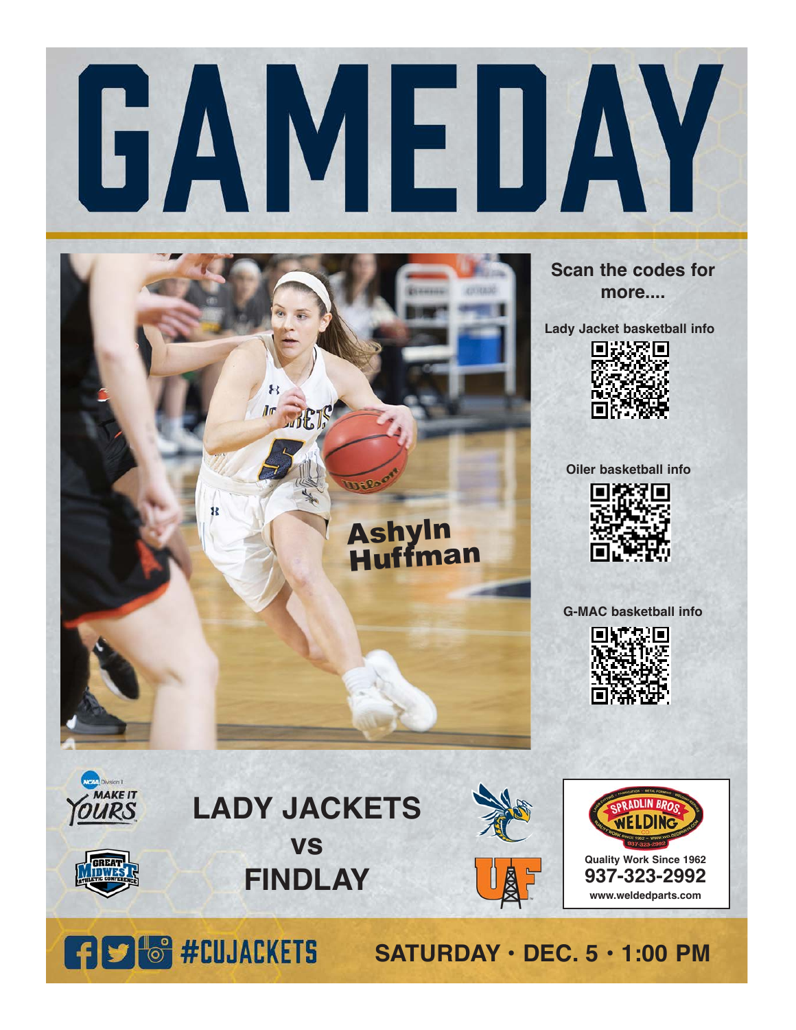# GAMEDAY

Ashyln Huffman

**Scan the codes for more....**

Lady Jacket basketball info

Oiler basketball info

G-MAC basketball info

NCAA Division II MAKE IT YOURS

GREAT MIDWEST ATHLETIC CONFERENCE

## LADY JACKETS vs FINDLAY

SPRADLIN BROS. WELDING CO.

Quality Work Since 1962
**937-323-2992**
www.weldedparts.com

#CUJACKETS

**SATURDAY • DEC. 5 • 1:00 PM**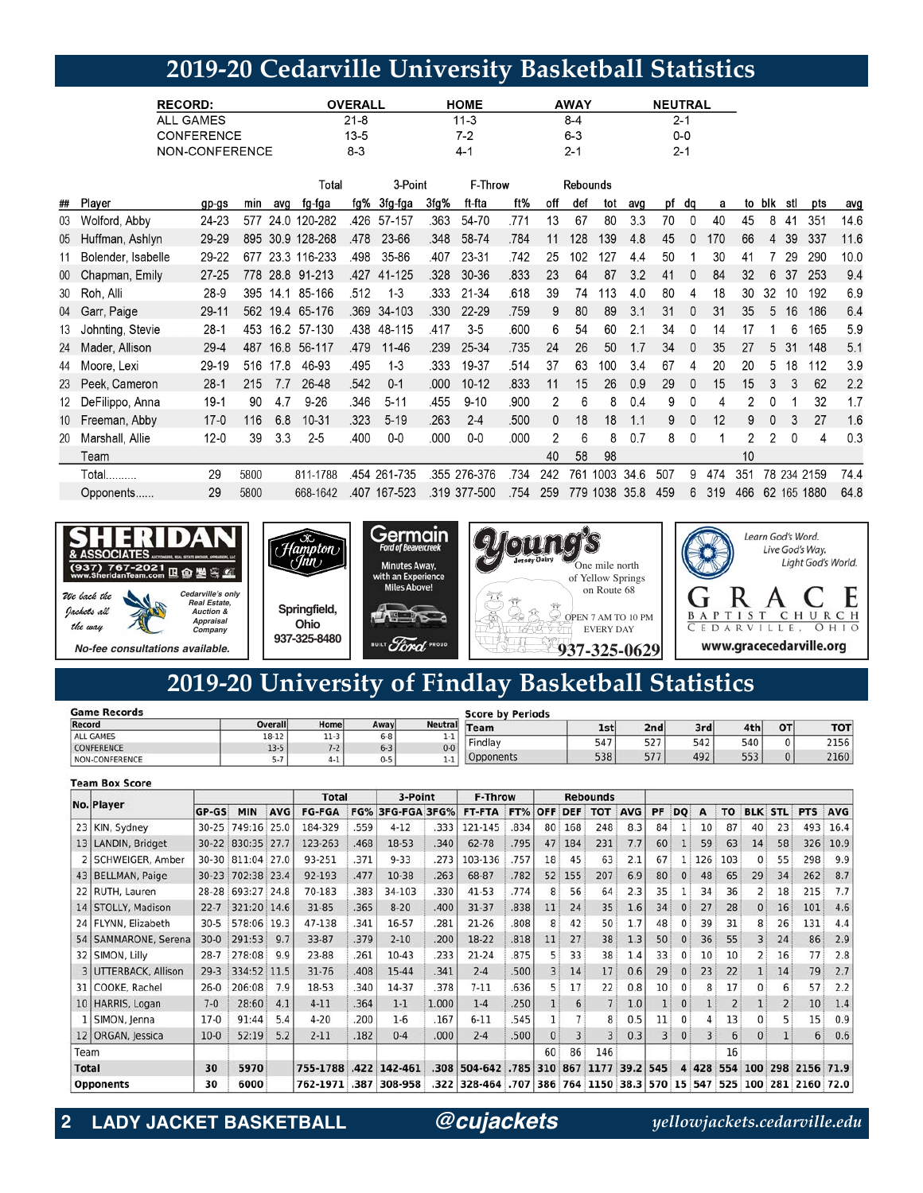# 2019-20 Cedarville University Basketball Statistics

| RECORD: | OVERALL | HOME | AWAY | NEUTRAL |
|---|---|---|---|---|
| ALL GAMES | 21-8 | 11-3 | 8-4 | 2-1 |
| CONFERENCE | 13-5 | 7-2 | 6-3 | 0-0 |
| NON-CONFERENCE | 8-3 | 4-1 | 2-1 | 2-1 |

| | | | | | Total | | 3-Point | | F-Throw | | Rebounds | | | | | | | | | | | |
|---|---|---|---|---|---|---|---|---|---|---|---|---|---|---|---|---|---|---|---|---|---|---|
| ## | Player | gp-gs | min | avg | fg-fga | fg% | 3fg-fga | 3fg% | ft-fta | ft% | off | def | tot | avg | pf | dq | a | to | blk | stl | pts | avg |
| 03 | Wolford, Abby | 24-23 | 577 | 24.0 | 120-282 | .426 | 57-157 | .363 | 54-70 | .771 | 13 | 67 | 80 | 3.3 | 70 | 0 | 40 | 45 | 8 | 41 | 351 | 14.6 |
| 05 | Huffman, Ashlyn | 29-29 | 895 | 30.9 | 128-268 | .478 | 23-66 | .348 | 58-74 | .784 | 11 | 128 | 139 | 4.8 | 45 | 0 | 170 | 66 | 4 | 39 | 337 | 11.6 |
| 11 | Bolender, Isabelle | 29-22 | 677 | 23.3 | 116-233 | .498 | 35-86 | .407 | 23-31 | .742 | 25 | 102 | 127 | 4.4 | 50 | 1 | 30 | 41 | 7 | 29 | 290 | 10.0 |
| 00 | Chapman, Emily | 27-25 | 778 | 28.8 | 91-213 | .427 | 41-125 | .328 | 30-36 | .833 | 23 | 64 | 87 | 3.2 | 41 | 0 | 84 | 32 | 6 | 37 | 253 | 9.4 |
| 30 | Roh, Alli | 28-9 | 395 | 14.1 | 85-166 | .512 | 1-3 | .333 | 21-34 | .618 | 39 | 74 | 113 | 4.0 | 80 | 4 | 18 | 30 | 32 | 10 | 192 | 6.9 |
| 04 | Garr, Paige | 29-11 | 562 | 19.4 | 65-176 | .369 | 34-103 | .330 | 22-29 | .759 | 9 | 80 | 89 | 3.1 | 31 | 0 | 31 | 35 | 5 | 16 | 186 | 6.4 |
| 13 | Johnting, Stevie | 28-1 | 453 | 16.2 | 57-130 | .438 | 48-115 | .417 | 3-5 | .600 | 6 | 54 | 60 | 2.1 | 34 | 0 | 14 | 17 | 1 | 6 | 165 | 5.9 |
| 24 | Mader, Allison | 29-4 | 487 | 16.8 | 56-117 | .479 | 11-46 | .239 | 25-34 | .735 | 24 | 26 | 50 | 1.7 | 34 | 0 | 35 | 27 | 5 | 31 | 148 | 5.1 |
| 44 | Moore, Lexi | 29-19 | 516 | 17.8 | 46-93 | .495 | 1-3 | .333 | 19-37 | .514 | 37 | 63 | 100 | 3.4 | 67 | 4 | 20 | 20 | 5 | 18 | 112 | 3.9 |
| 23 | Peek, Cameron | 28-1 | 215 | 7.7 | 26-48 | .542 | 0-1 | .000 | 10-12 | .833 | 11 | 15 | 26 | 0.9 | 29 | 0 | 15 | 15 | 3 | 3 | 62 | 2.2 |
| 12 | DeFilippo, Anna | 19-1 | 90 | 4.7 | 9-26 | .346 | 5-11 | .455 | 9-10 | .900 | 2 | 6 | 8 | 0.4 | 9 | 0 | 4 | 2 | 0 | 1 | 32 | 1.7 |
| 10 | Freeman, Abby | 17-0 | 116 | 6.8 | 10-31 | .323 | 5-19 | .263 | 2-4 | .500 | 0 | 18 | 18 | 1.1 | 9 | 0 | 12 | 9 | 0 | 3 | 27 | 1.6 |
| 20 | Marshall, Allie | 12-0 | 39 | 3.3 | 2-5 | .400 | 0-0 | .000 | 0-0 | .000 | 2 | 6 | 8 | 0.7 | 8 | 0 | 1 | 2 | 2 | 0 | 4 | 0.3 |
| | Team | | | | | | | | | | 40 | 58 | 98 | | | | | 10 | | | | |
| | Total.......... | 29 | 5800 | | 811-1788 | .454 | 261-735 | .355 | 276-376 | .734 | 242 | 761 | 1003 | 34.6 | 507 | 9 | 474 | 351 | 78 | 234 | 2159 | 74.4 |
| | Opponents...... | 29 | 5800 | | 668-1642 | .407 | 167-523 | .319 | 377-500 | .754 | 259 | 779 | 1038 | 35.8 | 459 | 6 | 319 | 466 | 62 | 165 | 1880 | 64.8 |

**SHERIDAN & ASSOCIATES** — (937) 767-2021 — www.SheridanTeam.com — We back the Jackets all the way — Cedarville's only Real Estate, Auction & Appraisal Company — No-fee consultations available.

**Hampton Inn** — Springfield, Ohio — 937-325-8480

**Germain Ford of Beavercreek** — Minutes Away, with an Experience Miles Above! — Built Ford Proud

**Young's Jersey Dairy** — One mile north of Yellow Springs on Route 68 — OPEN 7 AM TO 10 PM EVERY DAY — 937-325-0629

**GRACE BAPTIST CHURCH** CEDARVILLE, OHIO — Learn God's Word. Live God's Way. Light God's World. — www.gracecedarville.org

# 2019-20 University of Findlay Basketball Statistics

**Game Records**

| Record | Overall | Home | Away | Neutral |
|---|---|---|---|---|
| ALL GAMES | 18-12 | 11-3 | 6-8 | 1-1 |
| CONFERENCE | 13-5 | 7-2 | 6-3 | 0-0 |
| NON-CONFERENCE | 5-7 | 4-1 | 0-5 | 1-1 |

**Score by Periods**

| Team | 1st | 2nd | 3rd | 4th | OT | TOT |
|---|---|---|---|---|---|---|
| Findlay | 547 | 527 | 542 | 540 | 0 | 2156 |
| Opponents | 538 | 577 | 492 | 553 | 0 | 2160 |

**Team Box Score**

| No. | Player | GP-GS | MIN | AVG | Total FG-FGA | FG% | 3-Point 3FG-FGA | 3FG% | F-Throw FT-FTA | FT% | Rebounds OFF | DEF | TOT | AVG | PF | DQ | A | TO | BLK | STL | PTS | AVG |
|---|---|---|---|---|---|---|---|---|---|---|---|---|---|---|---|---|---|---|---|---|---|---|
| 23 | KIN, Sydney | 30-25 | 749:16 | 25.0 | 184-329 | .559 | 4-12 | .333 | 121-145 | .834 | 80 | 168 | 248 | 8.3 | 84 | 1 | 10 | 87 | 40 | 23 | 493 | 16.4 |
| 13 | LANDIN, Bridget | 30-22 | 830:35 | 27.7 | 123-263 | .468 | 18-53 | .340 | 62-78 | .795 | 47 | 184 | 231 | 7.7 | 60 | 1 | 59 | 63 | 14 | 58 | 326 | 10.9 |
| 2 | SCHWEIGER, Amber | 30-30 | 811:04 | 27.0 | 93-251 | .371 | 9-33 | .273 | 103-136 | .757 | 18 | 45 | 63 | 2.1 | 67 | 1 | 126 | 103 | 0 | 55 | 298 | 9.9 |
| 43 | BELLMAN, Paige | 30-23 | 702:38 | 23.4 | 92-193 | .477 | 10-38 | .263 | 68-87 | .782 | 52 | 155 | 207 | 6.9 | 80 | 0 | 48 | 65 | 29 | 34 | 262 | 8.7 |
| 22 | RUTH, Lauren | 28-28 | 693:27 | 24.8 | 70-183 | .383 | 34-103 | .330 | 41-53 | .774 | 8 | 56 | 64 | 2.3 | 35 | 1 | 34 | 36 | 2 | 18 | 215 | 7.7 |
| 14 | STOLLY, Madison | 22-7 | 321:20 | 14.6 | 31-85 | .365 | 8-20 | .400 | 31-37 | .838 | 11 | 24 | 35 | 1.6 | 34 | 0 | 27 | 28 | 0 | 16 | 101 | 4.6 |
| 24 | FLYNN, Elizabeth | 30-5 | 578:06 | 19.3 | 47-138 | .341 | 16-57 | .281 | 21-26 | .808 | 8 | 42 | 50 | 1.7 | 48 | 0 | 39 | 31 | 8 | 26 | 131 | 4.4 |
| 54 | SAMMARONE, Serena | 30-0 | 291:53 | 9.7 | 33-87 | .379 | 2-10 | .200 | 18-22 | .818 | 11 | 27 | 38 | 1.3 | 50 | 0 | 36 | 55 | 3 | 24 | 86 | 2.9 |
| 32 | SIMON, Lilly | 28-7 | 278:08 | 9.9 | 23-88 | .261 | 10-43 | .233 | 21-24 | .875 | 5 | 33 | 38 | 1.4 | 33 | 0 | 10 | 10 | 2 | 16 | 77 | 2.8 |
| 3 | UTTERBACK, Allison | 29-3 | 334:52 | 11.5 | 31-76 | .408 | 15-44 | .341 | 2-4 | .500 | 3 | 14 | 17 | 0.6 | 29 | 0 | 23 | 22 | 1 | 14 | 79 | 2.7 |
| 31 | COOKE, Rachel | 26-0 | 206:08 | 7.9 | 18-53 | .340 | 14-37 | .378 | 7-11 | .636 | 5 | 17 | 22 | 0.8 | 10 | 0 | 8 | 17 | 0 | 6 | 57 | 2.2 |
| 10 | HARRIS, Logan | 7-0 | 28:60 | 4.1 | 4-11 | .364 | 1-1 | 1.000 | 1-4 | .250 | 1 | 6 | 7 | 1.0 | 1 | 0 | 1 | 2 | 1 | 2 | 10 | 1.4 |
| 1 | SIMON, Jenna | 17-0 | 91:44 | 5.4 | 4-20 | .200 | 1-6 | .167 | 6-11 | .545 | 1 | 7 | 8 | 0.5 | 11 | 0 | 4 | 13 | 0 | 5 | 15 | 0.9 |
| 12 | ORGAN, Jessica | 10-0 | 52:19 | 5.2 | 2-11 | .182 | 0-4 | .000 | 2-4 | .500 | 0 | 3 | 3 | 0.3 | 3 | 0 | 3 | 6 | 0 | 1 | 6 | 0.6 |
| | Team | | | | | | | | | | 60 | 86 | 146 | | | | | 16 | | | | |
| | **Total** | 30 | 5970 | | 755-1788 | .422 | 142-461 | .308 | 504-642 | .785 | 310 | 867 | 1177 | 39.2 | 545 | 4 | 428 | 554 | 100 | 298 | 2156 | 71.9 |
| | **Opponents** | 30 | 6000 | | 762-1971 | .387 | 308-958 | .322 | 328-464 | .707 | 386 | 764 | 1150 | 38.3 | 570 | 15 | 547 | 525 | 100 | 281 | 2160 | 72.0 |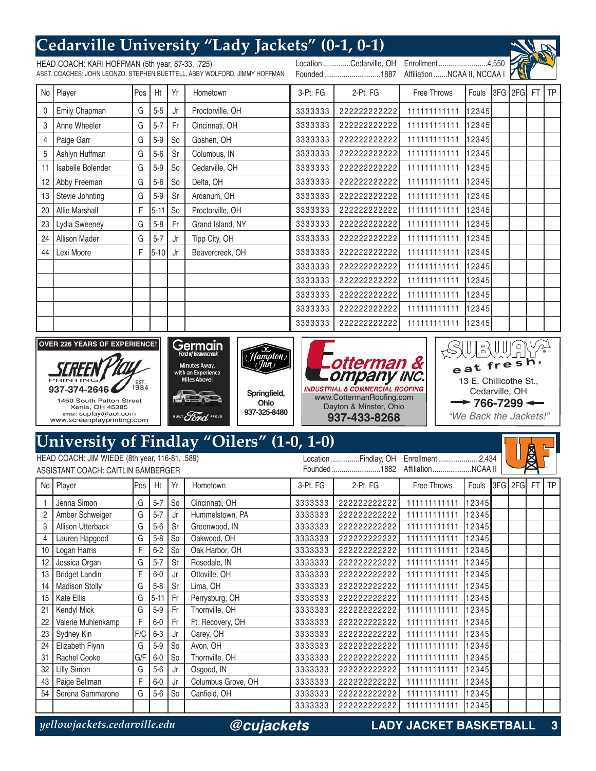## Cedarville University "Lady Jackets" (0-1, 0-1)

HEAD COACH: KARI HOFFMAN (5th year, 87-33, .725)
ASST. COACHES: JOHN LEONZO, STEPHEN BUETTELL, ABBY WOLFORD, JIMMY HOFFMAN

Location ..............Cedarville, OH Enrollment.........................4,550
Founded .............................1887 Affiliation .......NCAA II, NCCAA I

| No | Player | Pos | Ht | Yr | Hometown | 3-Pt. FG | 2-Pt. FG | Free Throws | Fouls | 3FG | 2FG | FT | TP |
|---|---|---|---|---|---|---|---|---|---|---|---|---|---|
| 0 | Emily Chapman | G | 5-5 | Jr | Proctorville, OH | 3333333 | 222222222222 | 11111111111 | 12345 | | | | |
| 3 | Anne Wheeler | G | 5-7 | Fr | Cincinnati, OH | 3333333 | 222222222222 | 11111111111 | 12345 | | | | |
| 4 | Paige Garr | G | 5-9 | So | Goshen, OH | 3333333 | 222222222222 | 11111111111 | 12345 | | | | |
| 5 | Ashlyn Huffman | G | 5-6 | Sr | Columbus, IN | 3333333 | 222222222222 | 11111111111 | 12345 | | | | |
| 11 | Isabelle Bolender | G | 5-9 | So | Cedarville, OH | 3333333 | 222222222222 | 11111111111 | 12345 | | | | |
| 12 | Abby Freeman | G | 5-6 | So | Delta, OH | 3333333 | 222222222222 | 11111111111 | 12345 | | | | |
| 13 | Stevie Johnting | G | 5-9 | Sr | Arcanum, OH | 3333333 | 222222222222 | 11111111111 | 12345 | | | | |
| 20 | Allie Marshall | F | 5-11 | So | Proctorville, OH | 3333333 | 222222222222 | 11111111111 | 12345 | | | | |
| 23 | Lydia Sweeney | G | 5-8 | Fr | Grand Island, NY | 3333333 | 222222222222 | 11111111111 | 12345 | | | | |
| 24 | Allison Mader | G | 5-7 | Jr | Tipp City, OH | 3333333 | 222222222222 | 11111111111 | 12345 | | | | |
| 44 | Lexi Moore | F | 5-10 | Jr | Beavercreek, OH | 3333333 | 222222222222 | 11111111111 | 12345 | | | | |
| | | | | | | 3333333 | 222222222222 | 11111111111 | 12345 | | | | |
| | | | | | | 3333333 | 222222222222 | 11111111111 | 12345 | | | | |
| | | | | | | 3333333 | 222222222222 | 11111111111 | 12345 | | | | |
| | | | | | | 3333333 | 222222222222 | 11111111111 | 12345 | | | | |
| | | | | | | 3333333 | 222222222222 | 11111111111 | 12345 | | | | |

**OVER 226 YEARS OF EXPERIENCE!** SCREEN Play PRINTING EST. 1984 937-374-2646 1450 South Patton Street Xenia, OH 45385 email: scplay@aol.com www.screenplayprinting.com

Germain Ford of Beavercreek — Minutes Away, with an Experience Miles Above! BUILT Ford PROUD

Hampton Inn — Springfield, Ohio 937-325-8480

Cotterman & Company INC. INDUSTRIAL & COMMERCIAL ROOFING www.CottermanRoofing.com Dayton & Minster, Ohio 937-433-8268

SUBWAY eat fresh. 13 E. Chillicothe St., Cedarville, OH → 766-7299 ← "We Back the Jackets!"

## University of Findlay "Oilers" (1-0, 1-0)

HEAD COACH: JIM WIEDE (8th year, 116-81, .589)
ASSISTANT COACH: CAITLIN BAMBERGER

Location...............Findlay, OH Enrollment.....................2,434
Founded .........................1882 Affiliation....................NCAA II

| No | Player | Pos | Ht | Yr | Hometown | 3-Pt. FG | 2-Pt. FG | Free Throws | Fouls | 3FG | 2FG | FT | TP |
|---|---|---|---|---|---|---|---|---|---|---|---|---|---|
| 1 | Jenna Simon | G | 5-7 | So | Cincinnati, OH | 3333333 | 222222222222 | 11111111111 | 12345 | | | | |
| 2 | Amber Schweiger | G | 5-7 | Jr | Hummelstown, PA | 3333333 | 222222222222 | 11111111111 | 12345 | | | | |
| 3 | Allison Utterback | G | 5-6 | Sr | Greenwood, IN | 3333333 | 222222222222 | 11111111111 | 12345 | | | | |
| 4 | Lauren Hapgood | G | 5-8 | So | Oakwood, OH | 3333333 | 222222222222 | 11111111111 | 12345 | | | | |
| 10 | Logan Harris | F | 6-2 | So | Oak Harbor, OH | 3333333 | 222222222222 | 11111111111 | 12345 | | | | |
| 12 | Jessica Organ | G | 5-7 | Sr | Rosedale, IN | 3333333 | 222222222222 | 11111111111 | 12345 | | | | |
| 13 | Bridget Landin | F | 6-0 | Jr | Ottoville, OH | 3333333 | 222222222222 | 11111111111 | 12345 | | | | |
| 14 | Madison Stolly | G | 5-8 | Sr | Lima, OH | 3333333 | 222222222222 | 11111111111 | 12345 | | | | |
| 15 | Kate Ellis | G | 5-11 | Fr | Perrysburg, OH | 3333333 | 222222222222 | 11111111111 | 12345 | | | | |
| 21 | Kendyl Mick | G | 5-9 | Fr | Thornville, OH | 3333333 | 222222222222 | 11111111111 | 12345 | | | | |
| 22 | Valerie Muhlenkamp | F | 6-0 | Fr | Ft. Recovery, OH | 3333333 | 222222222222 | 11111111111 | 12345 | | | | |
| 23 | Sydney Kin | F/C | 6-3 | Jr | Carey, OH | 3333333 | 222222222222 | 11111111111 | 12345 | | | | |
| 24 | Elizabeth Flynn | G | 5-9 | So | Avon, OH | 3333333 | 222222222222 | 11111111111 | 12345 | | | | |
| 31 | Rachel Cooke | G/F | 6-0 | So | Thornville, OH | 3333333 | 222222222222 | 11111111111 | 12345 | | | | |
| 32 | Lilly Simon | G | 5-6 | Jr | Osgood, IN | 3333333 | 222222222222 | 11111111111 | 12345 | | | | |
| 43 | Paige Bellman | F | 6-0 | Jr | Columbus Grove, OH | 3333333 | 222222222222 | 11111111111 | 12345 | | | | |
| 54 | Serena Sammarone | G | 5-6 | So | Canfield, OH | 3333333 | 222222222222 | 11111111111 | 12345 | | | | |
| | | | | | | 3333333 | 222222222222 | 11111111111 | 12345 | | | | |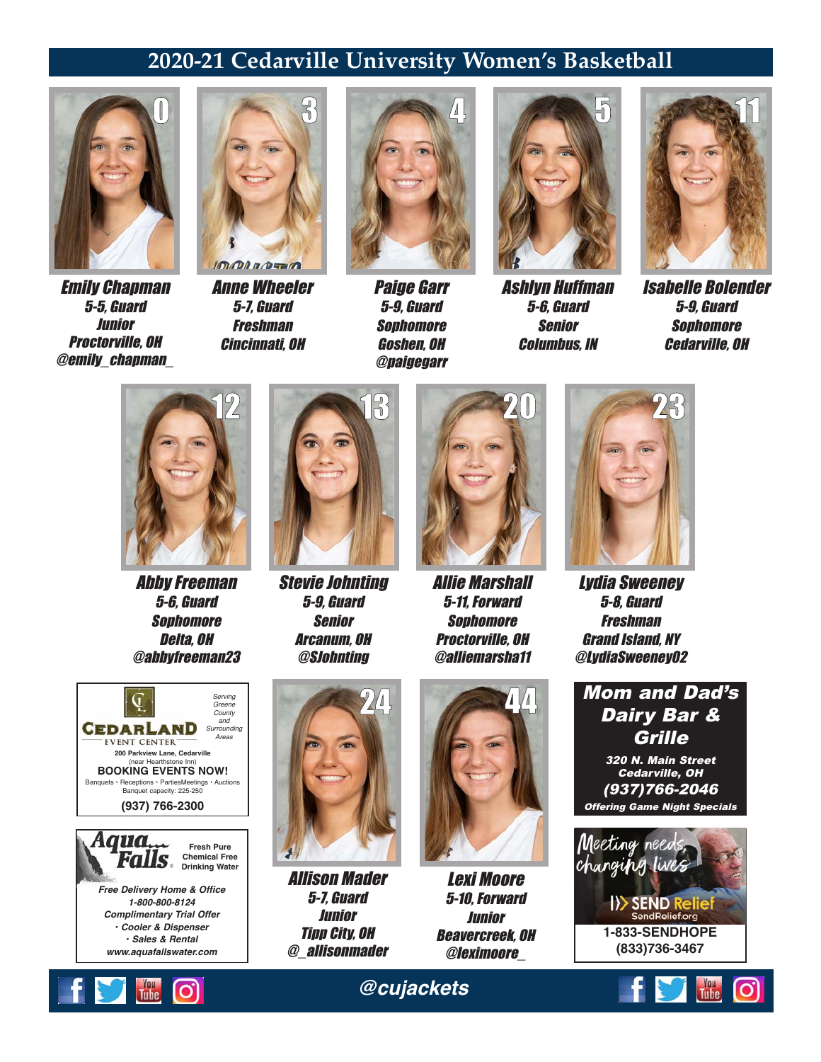# 2020-21 Cedarville University Women's Basketball

**0**
**Emily Chapman**
5-5, Guard
Junior
Proctorville, OH
@emily_chapman_

**3**
**Anne Wheeler**
5-7, Guard
Freshman
Cincinnati, OH

**4**
**Paige Garr**
5-9, Guard
Sophomore
Goshen, OH
@paigegarr

**5**
**Ashlyn Huffman**
5-6, Guard
Senior
Columbus, IN

**11**
**Isabelle Bolender**
5-9, Guard
Sophomore
Cedarville, OH

**12**
**Abby Freeman**
5-6, Guard
Sophomore
Delta, OH
@abbyfreeman23

**13**
**Stevie Johnting**
5-9, Guard
Senior
Arcanum, OH
@SJohnting

**20**
**Allie Marshall**
5-11, Forward
Sophomore
Proctorville, OH
@alliemarsha11

**23**
**Lydia Sweeney**
5-8, Guard
Freshman
Grand Island, NY
@LydiaSweeney02

**24**
**Allison Mader**
5-7, Guard
Junior
Tipp City, OH
@_allisonmader

**44**
**Lexi Moore**
5-10, Forward
Junior
Beavercreek, OH
@leximoore_

---

**CEDARLAND EVENT CENTER**
Serving Greene County and Surrounding Areas
200 Parkview Lane, Cedarville
(near Hearthstone Inn)
**BOOKING EVENTS NOW!**
Banquets • Receptions • PartiesMeetings • Auctions
Banquet capacity: 225-250
(937) 766-2300

**Aqua Falls**
Fresh Pure Chemical Free Drinking Water
*Free Delivery Home & Office*
*1-800-800-8124*
*Complimentary Trial Offer*
*• Cooler & Dispenser*
*• Sales & Rental*
*www.aquafallswater.com*

**Mom and Dad's Dairy Bar & Grille**
320 N. Main Street
Cedarville, OH
(937)766-2046
Offering Game Night Specials

Meeting needs, changing lives
SEND Relief
SendRelief.org
1-833-SENDHOPE
(833)736-3467

@cujackets